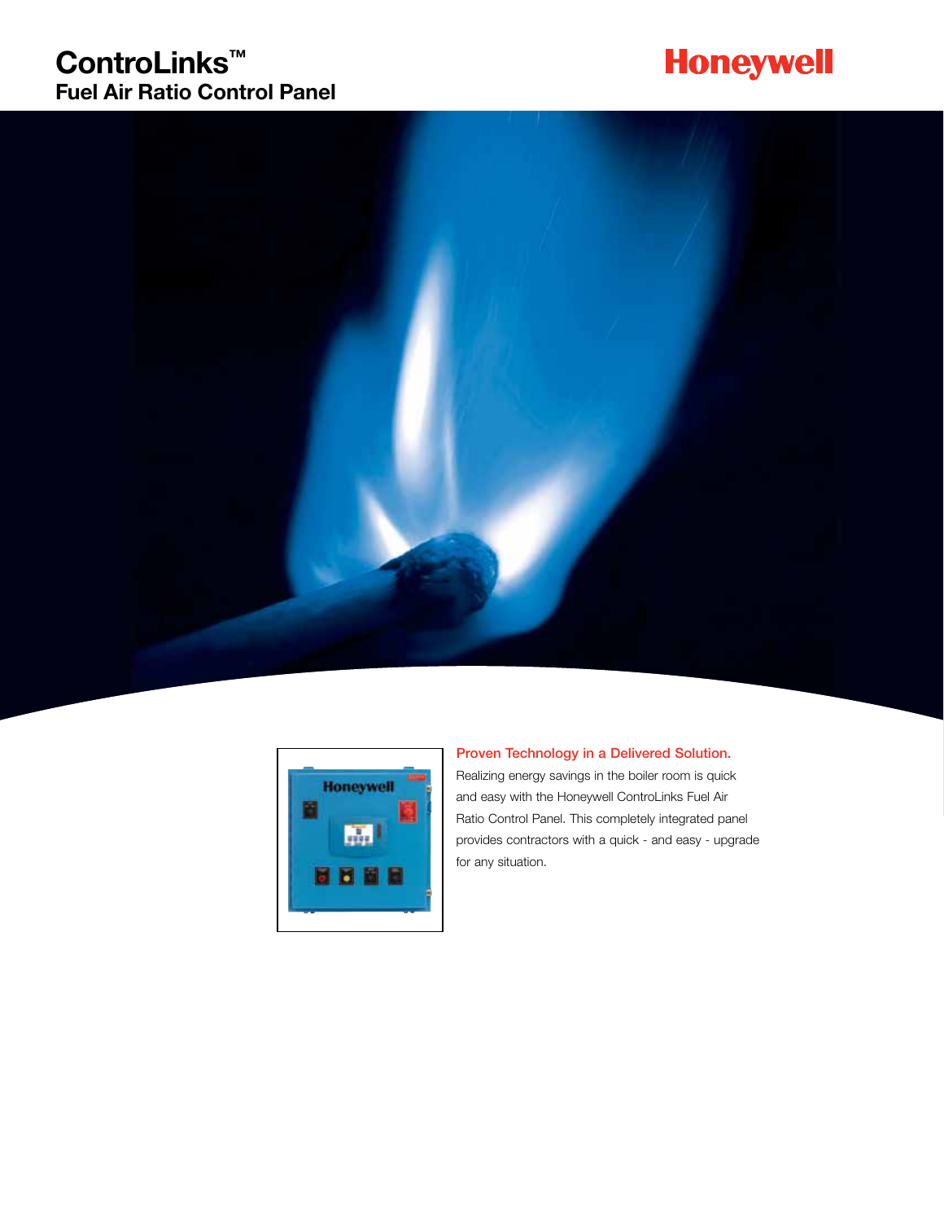# ControLinks™

## Fuel Air Ratio Control Panel

Honeywell

### Proven Technology in a Delivered Solution.

Realizing energy savings in the boiler room is quick and easy with the Honeywell ControLinks Fuel Air Ratio Control Panel. This completely integrated panel provides contractors with a quick - and easy - upgrade for any situation.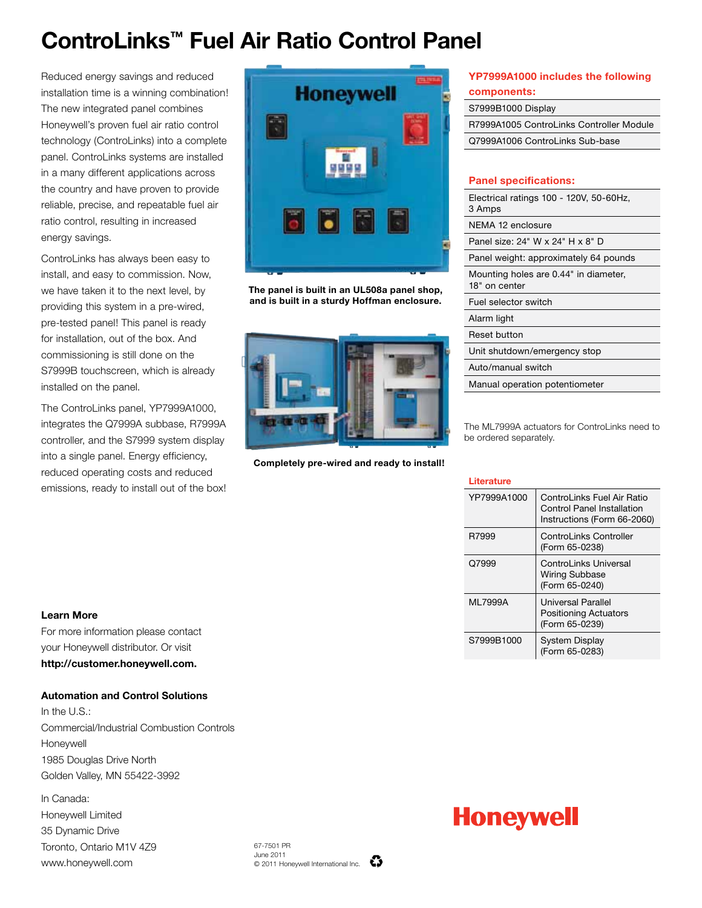# ControLinks™ Fuel Air Ratio Control Panel

Reduced energy savings and reduced installation time is a winning combination! The new integrated panel combines Honeywell's proven fuel air ratio control technology (ControLinks) into a complete panel. ControLinks systems are installed in a many different applications across the country and have proven to provide reliable, precise, and repeatable fuel air ratio control, resulting in increased energy savings.

ControLinks has always been easy to install, and easy to commission. Now, we have taken it to the next level, by providing this system in a pre-wired, pre-tested panel! This panel is ready for installation, out of the box. And commissioning is still done on the S7999B touchscreen, which is already installed on the panel.

The ControLinks panel, YP7999A1000, integrates the Q7999A subbase, R7999A controller, and the S7999 system display into a single panel. Energy efficiency, reduced operating costs and reduced emissions, ready to install out of the box!

**The panel is built in an UL508a panel shop, and is built in a sturdy Hoffman enclosure.**

**Completely pre-wired and ready to install!**

## YP7999A1000 includes the following components:

| |
|---|
| S7999B1000 Display |
| R7999A1005 ControLinks Controller Module |
| Q7999A1006 ControLinks Sub-base |

## Panel specifications:

| |
|---|
| Electrical ratings 100 - 120V, 50-60Hz, 3 Amps |
| NEMA 12 enclosure |
| Panel size: 24" W x 24" H x 8" D |
| Panel weight: approximately 64 pounds |
| Mounting holes are 0.44" in diameter, 18" on center |
| Fuel selector switch |
| Alarm light |
| Reset button |
| Unit shutdown/emergency stop |
| Auto/manual switch |
| Manual operation potentiometer |

The ML7999A actuators for ControLinks need to be ordered separately.

## Literature

| | |
|---|---|
| YP7999A1000 | ControLinks Fuel Air Ratio Control Panel Installation Instructions (Form 66-2060) |
| R7999 | ControLinks Controller (Form 65-0238) |
| Q7999 | ControLinks Universal Wiring Subbase (Form 65-0240) |
| ML7999A | Universal Parallel Positioning Actuators (Form 65-0239) |
| S7999B1000 | System Display (Form 65-0283) |

### Learn More

For more information please contact your Honeywell distributor. Or visit **http://customer.honeywell.com.**

### Automation and Control Solutions

In the U.S.:
Commercial/Industrial Combustion Controls
Honeywell
1985 Douglas Drive North
Golden Valley, MN 55422-3992

In Canada:
Honeywell Limited
35 Dynamic Drive
Toronto, Ontario M1V 4Z9
www.honeywell.com

67-7501 PR
June 2011
© 2011 Honeywell International Inc.

Honeywell